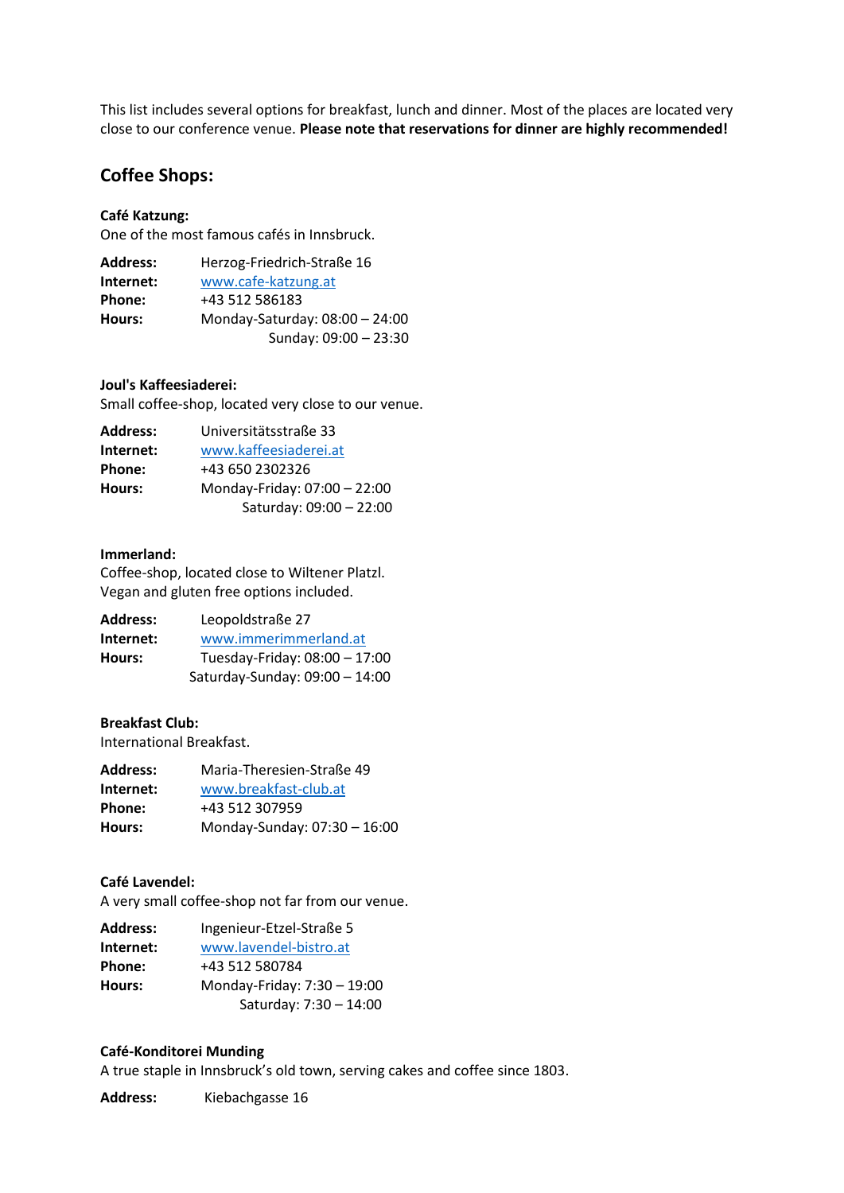This list includes several options for breakfast, lunch and dinner. Most of the places are located very close to our conference venue. **Please note that reservations for dinner are highly recommended!**

## Coffee Shops:

**Café Katzung:**
One of the most famous cafés in Innsbruck.

**Address:** Herzog-Friedrich-Straße 16
**Internet:** www.cafe-katzung.at
**Phone:** +43 512 586183
**Hours:** Monday-Saturday: 08:00 – 24:00
Sunday: 09:00 – 23:30

**Joul's Kaffeesiaderei:**
Small coffee-shop, located very close to our venue.

**Address:** Universitätsstraße 33
**Internet:** www.kaffeesiaderei.at
**Phone:** +43 650 2302326
**Hours:** Monday-Friday: 07:00 – 22:00
Saturday: 09:00 – 22:00

**Immerland:**
Coffee-shop, located close to Wiltener Platzl.
Vegan and gluten free options included.

**Address:** Leopoldstraße 27
**Internet:** www.immerimmerland.at
**Hours:** Tuesday-Friday: 08:00 – 17:00
Saturday-Sunday: 09:00 – 14:00

**Breakfast Club:**
International Breakfast.

**Address:** Maria-Theresien-Straße 49
**Internet:** www.breakfast-club.at
**Phone:** +43 512 307959
**Hours:** Monday-Sunday: 07:30 – 16:00

**Café Lavendel:**
A very small coffee-shop not far from our venue.

**Address:** Ingenieur-Etzel-Straße 5
**Internet:** www.lavendel-bistro.at
**Phone:** +43 512 580784
**Hours:** Monday-Friday: 7:30 – 19:00
Saturday: 7:30 – 14:00

**Café-Konditorei Munding**
A true staple in Innsbruck's old town, serving cakes and coffee since 1803.

**Address:** Kiebachgasse 16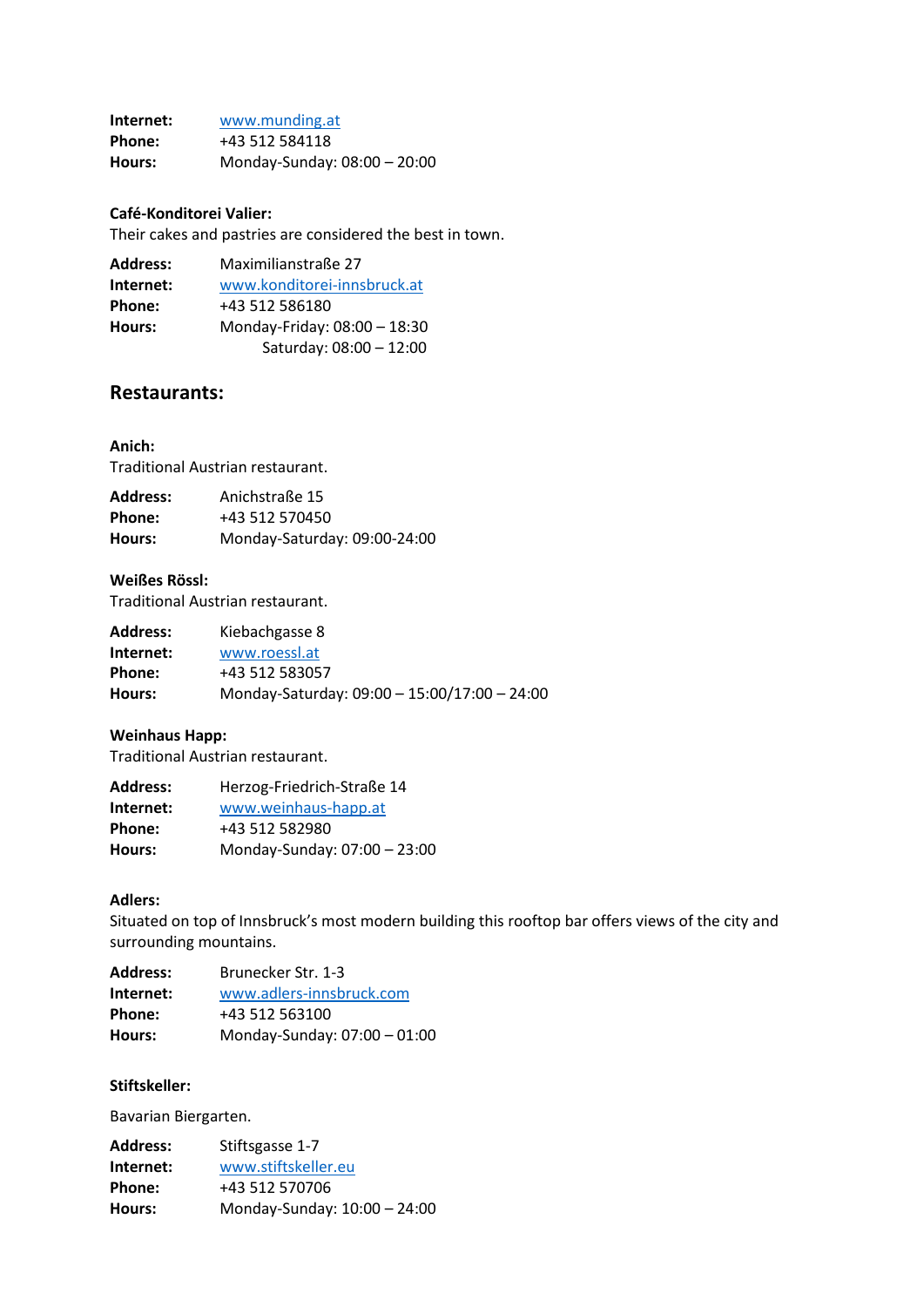**Internet:** www.munding.at
**Phone:** +43 512 584118
**Hours:** Monday-Sunday: 08:00 – 20:00

**Café-Konditorei Valier:**
Their cakes and pastries are considered the best in town.

**Address:** Maximilianstraße 27
**Internet:** www.konditorei-innsbruck.at
**Phone:** +43 512 586180
**Hours:** Monday-Friday: 08:00 – 18:30
Saturday: 08:00 – 12:00

## Restaurants:

**Anich:**
Traditional Austrian restaurant.

**Address:** Anichstraße 15
**Phone:** +43 512 570450
**Hours:** Monday-Saturday: 09:00-24:00

**Weißes Rössl:**
Traditional Austrian restaurant.

**Address:** Kiebachgasse 8
**Internet:** www.roessl.at
**Phone:** +43 512 583057
**Hours:** Monday-Saturday: 09:00 – 15:00/17:00 – 24:00

**Weinhaus Happ:**
Traditional Austrian restaurant.

**Address:** Herzog-Friedrich-Straße 14
**Internet:** www.weinhaus-happ.at
**Phone:** +43 512 582980
**Hours:** Monday-Sunday: 07:00 – 23:00

**Adlers:**
Situated on top of Innsbruck's most modern building this rooftop bar offers views of the city and surrounding mountains.

**Address:** Brunecker Str. 1-3
**Internet:** www.adlers-innsbruck.com
**Phone:** +43 512 563100
**Hours:** Monday-Sunday: 07:00 – 01:00

**Stiftskeller:**

Bavarian Biergarten.

**Address:** Stiftsgasse 1-7
**Internet:** www.stiftskeller.eu
**Phone:** +43 512 570706
**Hours:** Monday-Sunday: 10:00 – 24:00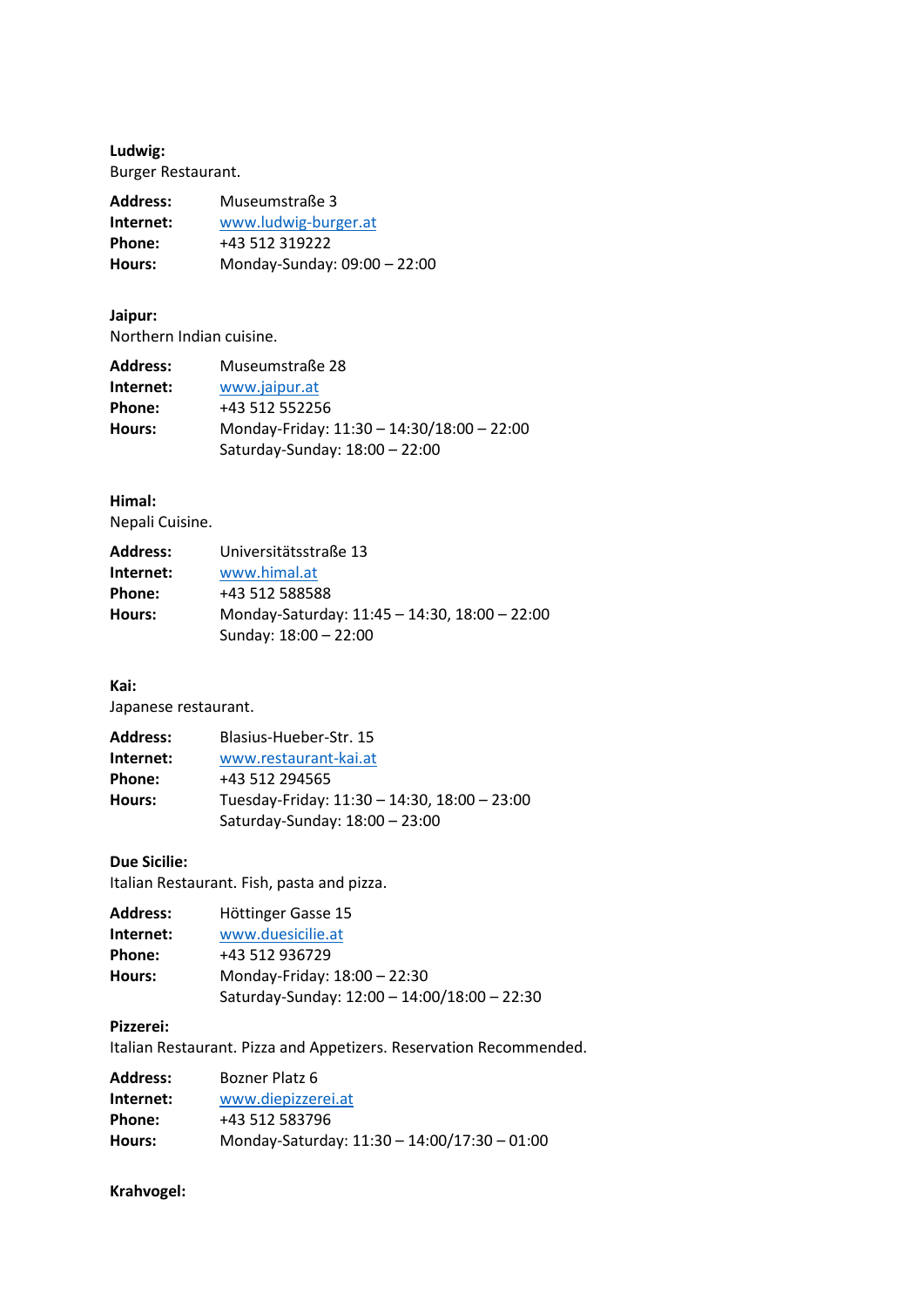**Ludwig:**
Burger Restaurant.

| | |
|---|---|
| **Address:** | Museumstraße 3 |
| **Internet:** | www.ludwig-burger.at |
| **Phone:** | +43 512 319222 |
| **Hours:** | Monday-Sunday: 09:00 – 22:00 |

**Jaipur:**
Northern Indian cuisine.

| | |
|---|---|
| **Address:** | Museumstraße 28 |
| **Internet:** | www.jaipur.at |
| **Phone:** | +43 512 552256 |
| **Hours:** | Monday-Friday: 11:30 – 14:30/18:00 – 22:00<br>Saturday-Sunday: 18:00 – 22:00 |

**Himal:**
Nepali Cuisine.

| | |
|---|---|
| **Address:** | Universitätsstraße 13 |
| **Internet:** | www.himal.at |
| **Phone:** | +43 512 588588 |
| **Hours:** | Monday-Saturday: 11:45 – 14:30, 18:00 – 22:00<br>Sunday: 18:00 – 22:00 |

**Kai:**
Japanese restaurant.

| | |
|---|---|
| **Address:** | Blasius-Hueber-Str. 15 |
| **Internet:** | www.restaurant-kai.at |
| **Phone:** | +43 512 294565 |
| **Hours:** | Tuesday-Friday: 11:30 – 14:30, 18:00 – 23:00<br>Saturday-Sunday: 18:00 – 23:00 |

**Due Sicilie:**
Italian Restaurant. Fish, pasta and pizza.

| | |
|---|---|
| **Address:** | Höttinger Gasse 15 |
| **Internet:** | www.duesicilie.at |
| **Phone:** | +43 512 936729 |
| **Hours:** | Monday-Friday: 18:00 – 22:30<br>Saturday-Sunday: 12:00 – 14:00/18:00 – 22:30 |

**Pizzerei:**
Italian Restaurant. Pizza and Appetizers. Reservation Recommended.

| | |
|---|---|
| **Address:** | Bozner Platz 6 |
| **Internet:** | www.diepizzerei.at |
| **Phone:** | +43 512 583796 |
| **Hours:** | Monday-Saturday: 11:30 – 14:00/17:30 – 01:00 |

**Krahvogel:**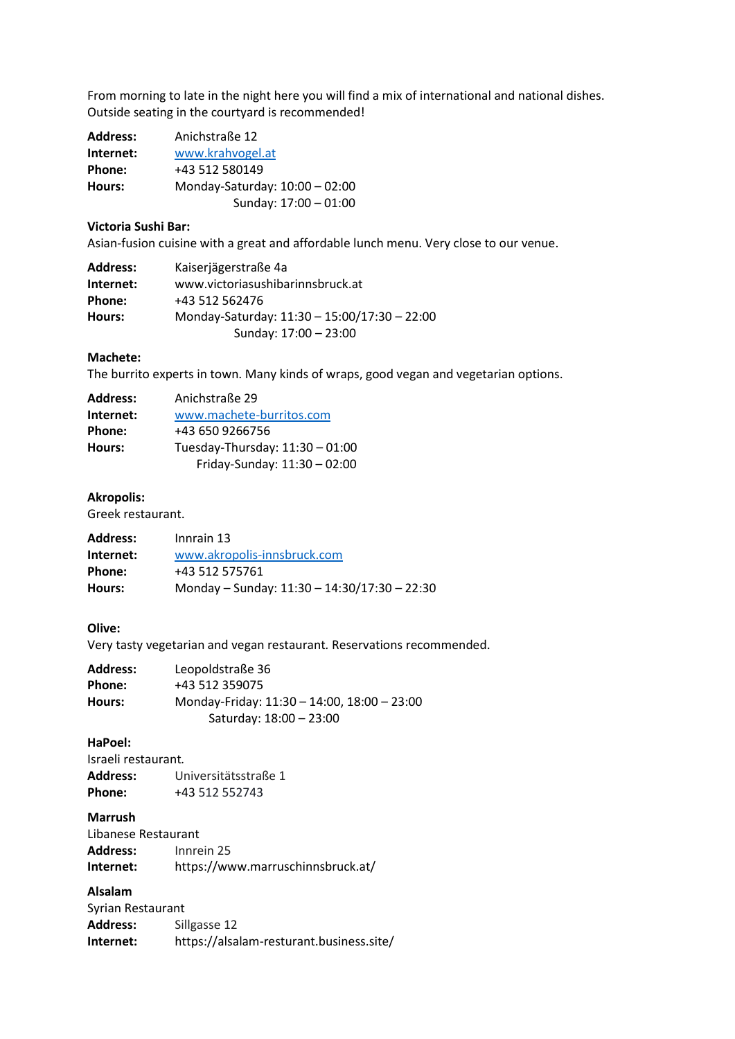From morning to late in the night here you will find a mix of international and national dishes. Outside seating in the courtyard is recommended!

**Address:** Anichstraße 12
**Internet:** www.krahvogel.at
**Phone:** +43 512 580149
**Hours:** Monday-Saturday: 10:00 – 02:00
Sunday: 17:00 – 01:00

**Victoria Sushi Bar:**
Asian-fusion cuisine with a great and affordable lunch menu. Very close to our venue.

**Address:** Kaiserjägerstraße 4a
**Internet:** www.victoriasushibarinnsbruck.at
**Phone:** +43 512 562476
**Hours:** Monday-Saturday: 11:30 – 15:00/17:30 – 22:00
Sunday: 17:00 – 23:00

**Machete:**
The burrito experts in town. Many kinds of wraps, good vegan and vegetarian options.

**Address:** Anichstraße 29
**Internet:** www.machete-burritos.com
**Phone:** +43 650 9266756
**Hours:** Tuesday-Thursday: 11:30 – 01:00
Friday-Sunday: 11:30 – 02:00

**Akropolis:**
Greek restaurant.

**Address:** Innrain 13
**Internet:** www.akropolis-innsbruck.com
**Phone:** +43 512 575761
**Hours:** Monday – Sunday: 11:30 – 14:30/17:30 – 22:30

**Olive:**
Very tasty vegetarian and vegan restaurant. Reservations recommended.

**Address:** Leopoldstraße 36
**Phone:** +43 512 359075
**Hours:** Monday-Friday: 11:30 – 14:00, 18:00 – 23:00
Saturday: 18:00 – 23:00

**HaPoel:**
Israeli restaurant.
**Address:** Universitätsstraße 1
**Phone:** +43 512 552743

**Marrush**
Libanese Restaurant
**Address:** Innrein 25
**Internet:** https://www.marruschinnsbruck.at/

**Alsalam**
Syrian Restaurant
**Address:** Sillgasse 12
**Internet:** https://alsalam-resturant.business.site/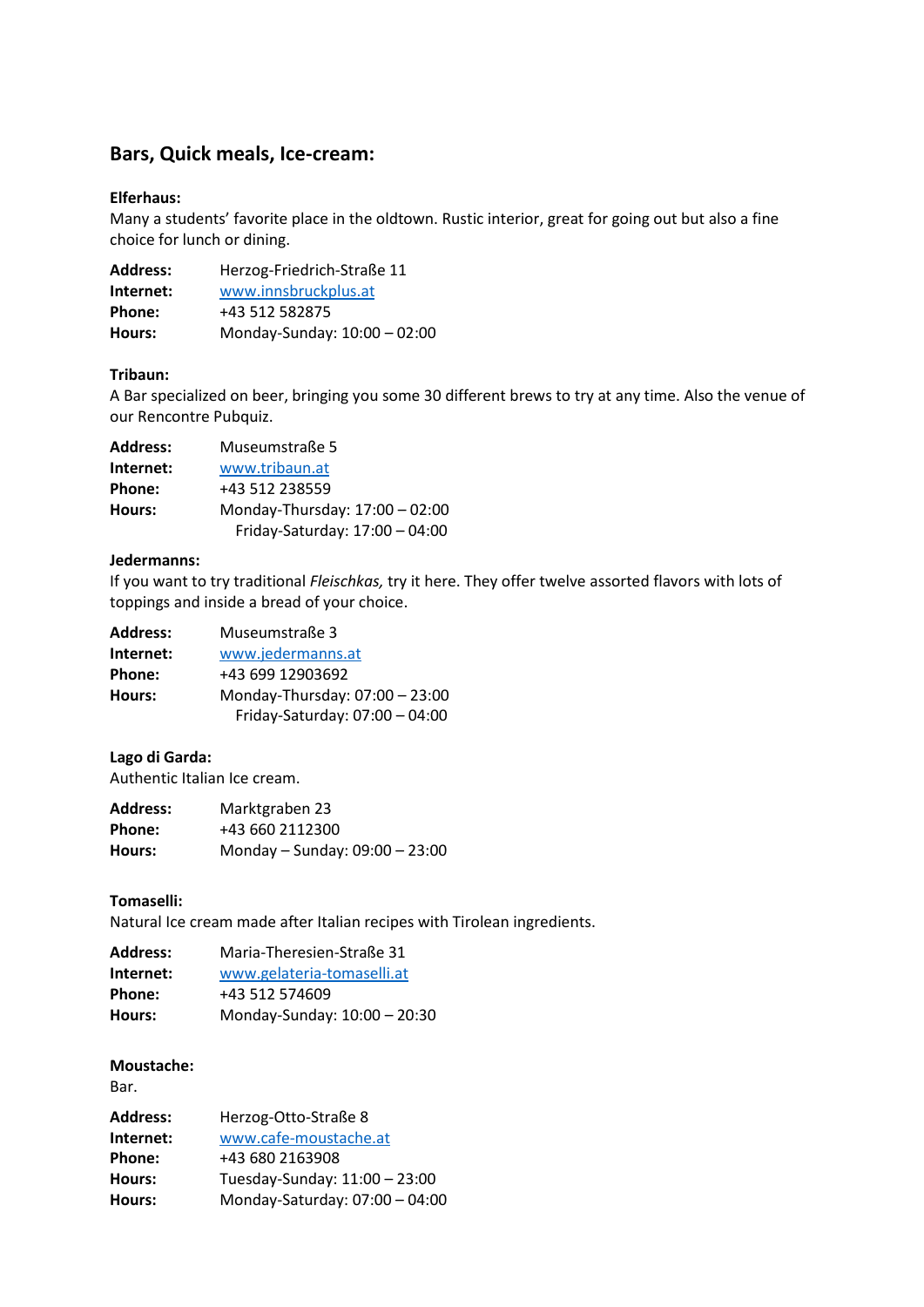## Bars, Quick meals, Ice-cream:

**Elferhaus:**
Many a students' favorite place in the oldtown. Rustic interior, great for going out but also a fine choice for lunch or dining.

**Address:** Herzog-Friedrich-Straße 11
**Internet:** www.innsbruckplus.at
**Phone:** +43 512 582875
**Hours:** Monday-Sunday: 10:00 – 02:00

**Tribaun:**
A Bar specialized on beer, bringing you some 30 different brews to try at any time. Also the venue of our Rencontre Pubquiz.

**Address:** Museumstraße 5
**Internet:** www.tribaun.at
**Phone:** +43 512 238559
**Hours:** Monday-Thursday: 17:00 – 02:00
Friday-Saturday: 17:00 – 04:00

**Jedermanns:**
If you want to try traditional *Fleischkas,* try it here. They offer twelve assorted flavors with lots of toppings and inside a bread of your choice.

**Address:** Museumstraße 3
**Internet:** www.jedermanns.at
**Phone:** +43 699 12903692
**Hours:** Monday-Thursday: 07:00 – 23:00
Friday-Saturday: 07:00 – 04:00

**Lago di Garda:**
Authentic Italian Ice cream.

**Address:** Marktgraben 23
**Phone:** +43 660 2112300
**Hours:** Monday – Sunday: 09:00 – 23:00

**Tomaselli:**
Natural Ice cream made after Italian recipes with Tirolean ingredients.

**Address:** Maria-Theresien-Straße 31
**Internet:** www.gelateria-tomaselli.at
**Phone:** +43 512 574609
**Hours:** Monday-Sunday: 10:00 – 20:30

**Moustache:**
Bar.

**Address:** Herzog-Otto-Straße 8
**Internet:** www.cafe-moustache.at
**Phone:** +43 680 2163908
**Hours:** Tuesday-Sunday: 11:00 – 23:00
**Hours:** Monday-Saturday: 07:00 – 04:00